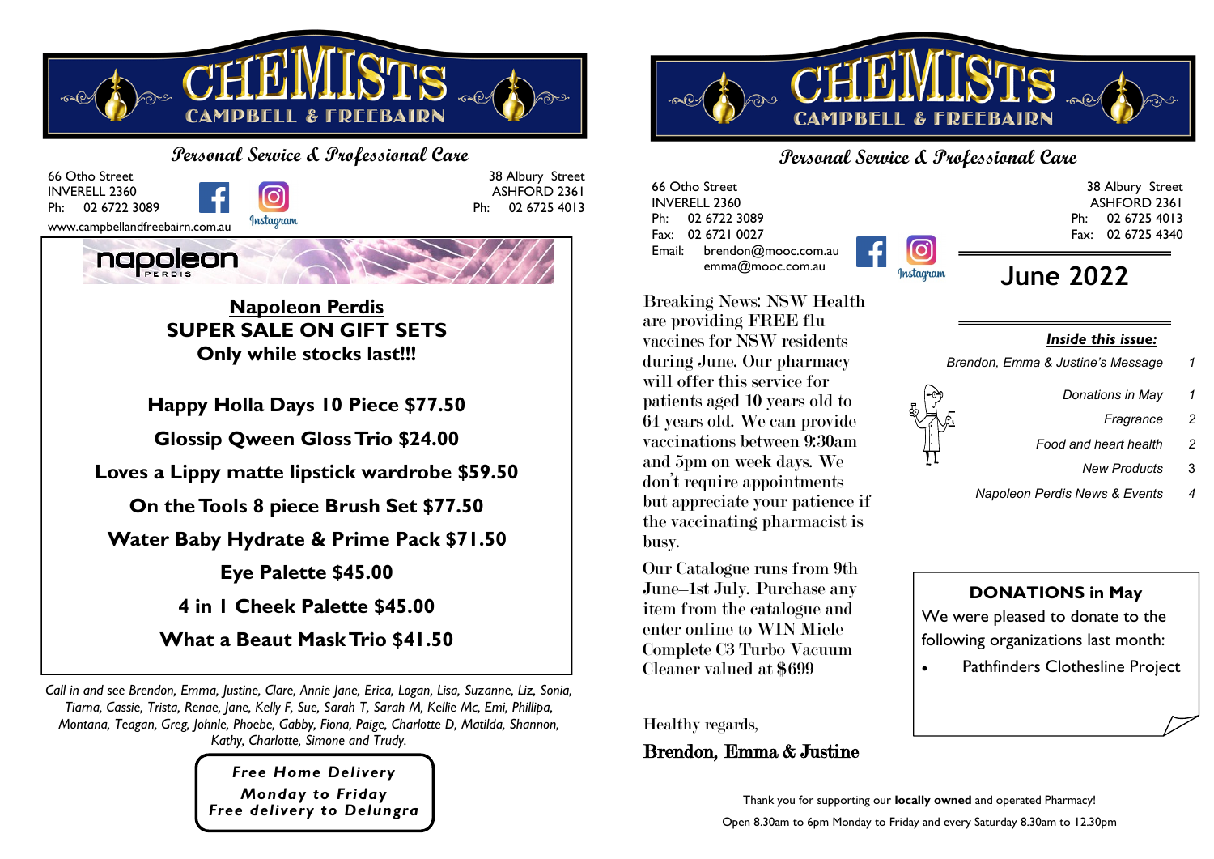# CHEMISTS

## CAMPBELL & FREEBAIRN

### Personal Service & Professional Care

66 Otho Street
INVERELL 2360
Ph: 02 6722 3089
Fax: 02 6721 0027
Email: brendon@mooc.com.au
emma@mooc.com.au

38 Albury Street
ASHFORD 2361
Ph: 02 6725 4013
Fax: 02 6725 4340

# June 2022

Breaking News: NSW Health are providing FREE flu vaccines for NSW residents during June. Our pharmacy will offer this service for patients aged 10 years old to 64 years old. We can provide vaccinations between 9:30am and 5pm on week days. We don't require appointments but appreciate your patience if the vaccinating pharmacist is busy.

Our Catalogue runs from 9th June–1st July. Purchase any item from the catalogue and enter online to WIN Miele Complete C3 Turbo Vacuum Cleaner valued at $699

Healthy regards,

**Brendon, Emma & Justine**

**Inside this issue:**

| | |
|---|---|
| *Brendon, Emma & Justine's Message* | *1* |
| *Donations in May* | *1* |
| *Fragrance* | *2* |
| *Food and heart health* | *2* |
| *New Products* | *3* |
| *Napoleon Perdis News & Events* | *4* |

**DONATIONS in May**

We were pleased to donate to the following organizations last month:

- Pathfinders Clothesline Project

Thank you for supporting our **locally owned** and operated Pharmacy!

Open 8.30am to 6pm Monday to Friday and every Saturday 8.30am to 12.30pm

# CHEMISTS

## CAMPBELL & FREEBAIRN

### Personal Service & Professional Care

66 Otho Street
INVERELL 2360
Ph: 02 6722 3089

38 Albury Street
ASHFORD 2361
Ph: 02 6725 4013

www.campbellandfreebairn.com.au

napoleon PERDIS

**Napoleon Perdis**
**SUPER SALE ON GIFT SETS**
**Only while stocks last!!!**

**Happy Holla Days 10 Piece $77.50**

**Glossip Qween Gloss Trio $24.00**

**Loves a Lippy matte lipstick wardrobe $59.50**

**On the Tools 8 piece Brush Set $77.50**

**Water Baby Hydrate & Prime Pack $71.50**

**Eye Palette $45.00**

**4 in 1 Cheek Palette $45.00**

**What a Beaut Mask Trio $41.50**

*Call in and see Brendon, Emma, Justine, Clare, Annie Jane, Erica, Logan, Lisa, Suzanne, Liz, Sonia, Tiarna, Cassie, Trista, Renae, Jane, Kelly F, Sue, Sarah T, Sarah M, Kellie Mc, Emi, Phillipa, Montana, Teagan, Greg, Johnle, Phoebe, Gabby, Fiona, Paige, Charlotte D, Matilda, Shannon, Kathy, Charlotte, Simone and Trudy.*

***Free Home Delivery***
***Monday to Friday***
***Free delivery to Delungra***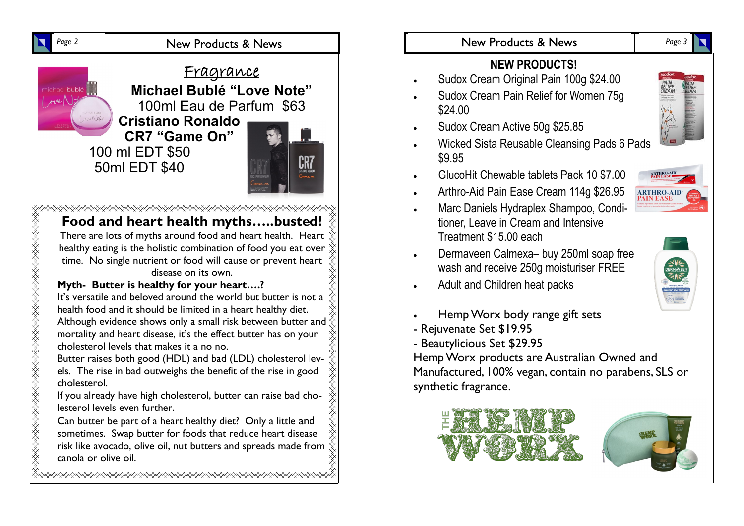## Fragrance

**Michael Bublé "Love Note"**

100ml Eau de Parfum $63

**Cristiano Ronaldo CR7 "Game On"**

100 ml EDT $50

50ml EDT $40

## Food and heart health myths…..busted!

There are lots of myths around food and heart health. Heart healthy eating is the holistic combination of food you eat over time. No single nutrient or food will cause or prevent heart disease on its own.

**Myth- Butter is healthy for your heart….?**

It's versatile and beloved around the world but butter is not a health food and it should be limited in a heart healthy diet. Although evidence shows only a small risk between butter and mortality and heart disease, it's the effect butter has on your cholesterol levels that makes it a no no.

Butter raises both good (HDL) and bad (LDL) cholesterol levels. The rise in bad outweighs the benefit of the rise in good cholesterol.

If you already have high cholesterol, butter can raise bad cholesterol levels even further.

Can butter be part of a heart healthy diet? Only a little and sometimes. Swap butter for foods that reduce heart disease risk like avocado, olive oil, nut butters and spreads made from canola or olive oil.

## NEW PRODUCTS!

- Sudox Cream Original Pain 100g $24.00
- Sudox Cream Pain Relief for Women 75g $24.00
- Sudox Cream Active 50g $25.85
- Wicked Sista Reusable Cleansing Pads 6 Pads $9.95
- GlucoHit Chewable tablets Pack 10 $7.00
- Arthro-Aid Pain Ease Cream 114g $26.95
- Marc Daniels Hydraplex Shampoo, Conditioner, Leave in Cream and Intensive Treatment $15.00 each
- Dermaveen Calmexa– buy 250ml soap free wash and receive 250g moisturiser FREE
- Adult and Children heat packs
- Hemp Worx body range gift sets

- Rejuvenate Set $19.95
- Beautylicious Set $29.95

Hemp Worx products are Australian Owned and Manufactured, 100% vegan, contain no parabens, SLS or synthetic fragrance.